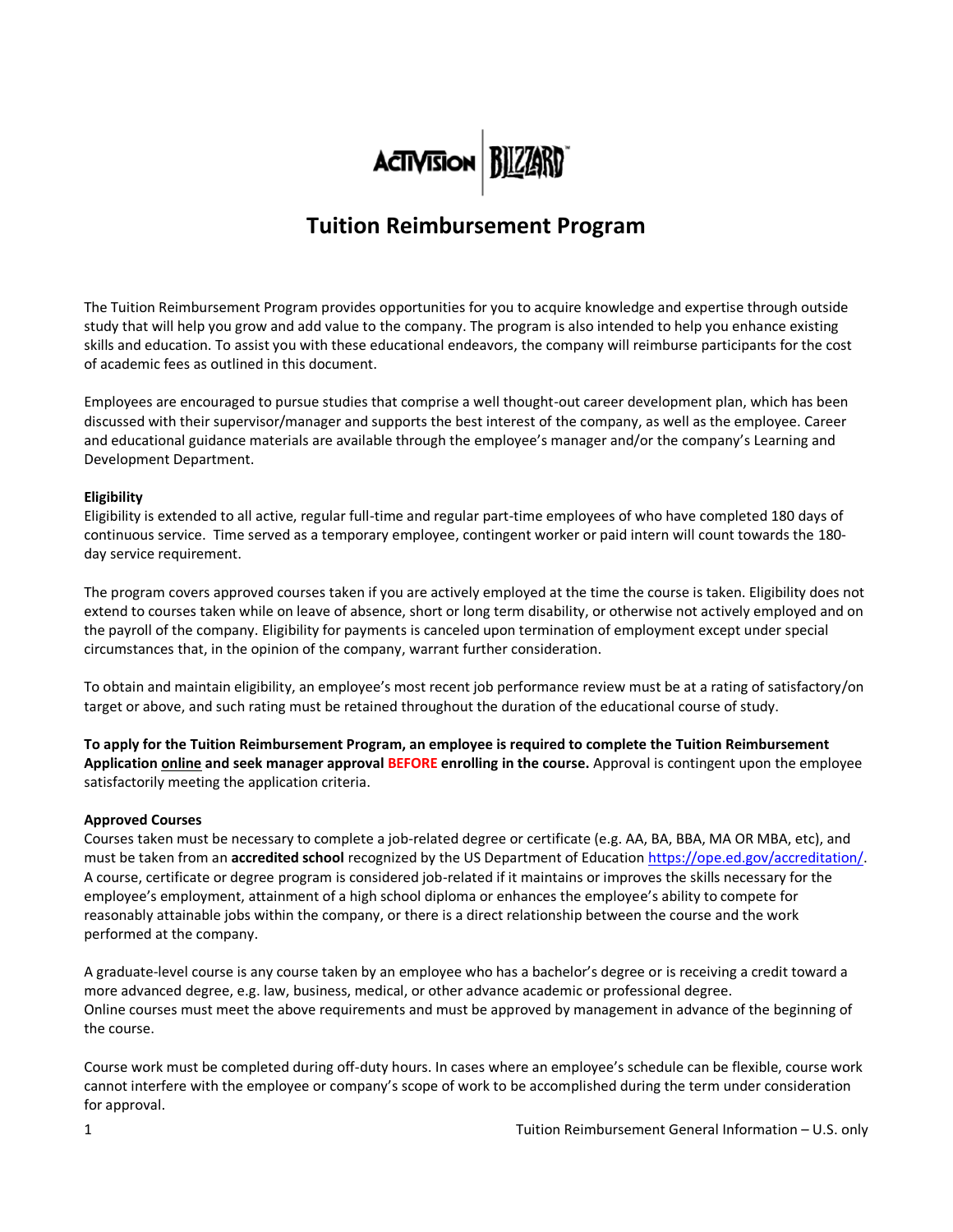# Tuition Reimbursement Program

The Tuition Reimbursement Program provides opportunities for you to acquire knowledge and expertise through outside study that will help you grow and add value to the company. The program is also intended to help you enhance existing skills and education. To assist you with these educational endeavors, the company will reimburse participants for the cost of academic fees as outlined in this document.

Employees are encouraged to pursue studies that comprise a well thought-out career development plan, which has been discussed with their supervisor/manager and supports the best interest of the company, as well as the employee. Career and educational guidance materials are available through the employee's manager and/or the company's Learning and Development Department.

**Eligibility**

Eligibility is extended to all active, regular full-time and regular part-time employees of who have completed 180 days of continuous service. Time served as a temporary employee, contingent worker or paid intern will count towards the 180-day service requirement.

The program covers approved courses taken if you are actively employed at the time the course is taken. Eligibility does not extend to courses taken while on leave of absence, short or long term disability, or otherwise not actively employed and on the payroll of the company. Eligibility for payments is canceled upon termination of employment except under special circumstances that, in the opinion of the company, warrant further consideration.

To obtain and maintain eligibility, an employee's most recent job performance review must be at a rating of satisfactory/on target or above, and such rating must be retained throughout the duration of the educational course of study.

**To apply for the Tuition Reimbursement Program, an employee is required to complete the Tuition Reimbursement Application online and seek manager approval BEFORE enrolling in the course.** Approval is contingent upon the employee satisfactorily meeting the application criteria.

**Approved Courses**

Courses taken must be necessary to complete a job-related degree or certificate (e.g. AA, BA, BBA, MA OR MBA, etc), and must be taken from an **accredited school** recognized by the US Department of Education https://ope.ed.gov/accreditation/. A course, certificate or degree program is considered job-related if it maintains or improves the skills necessary for the employee's employment, attainment of a high school diploma or enhances the employee's ability to compete for reasonably attainable jobs within the company, or there is a direct relationship between the course and the work performed at the company.

A graduate-level course is any course taken by an employee who has a bachelor's degree or is receiving a credit toward a more advanced degree, e.g. law, business, medical, or other advance academic or professional degree.
Online courses must meet the above requirements and must be approved by management in advance of the beginning of the course.

Course work must be completed during off-duty hours. In cases where an employee's schedule can be flexible, course work cannot interfere with the employee or company's scope of work to be accomplished during the term under consideration for approval.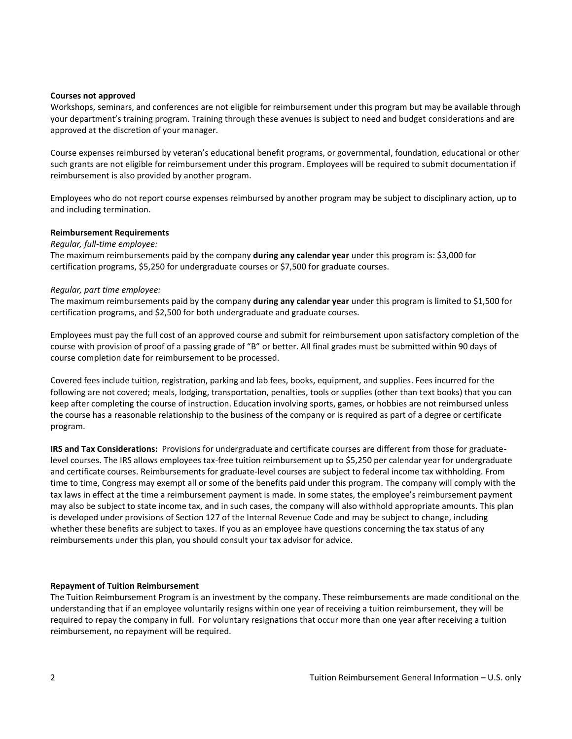**Courses not approved**

Workshops, seminars, and conferences are not eligible for reimbursement under this program but may be available through your department's training program. Training through these avenues is subject to need and budget considerations and are approved at the discretion of your manager.

Course expenses reimbursed by veteran's educational benefit programs, or governmental, foundation, educational or other such grants are not eligible for reimbursement under this program. Employees will be required to submit documentation if reimbursement is also provided by another program.

Employees who do not report course expenses reimbursed by another program may be subject to disciplinary action, up to and including termination.

**Reimbursement Requirements**

*Regular, full-time employee:*

The maximum reimbursements paid by the company **during any calendar year** under this program is: $3,000 for certification programs, $5,250 for undergraduate courses or $7,500 for graduate courses.

*Regular, part time employee:*

The maximum reimbursements paid by the company **during any calendar year** under this program is limited to $1,500 for certification programs, and $2,500 for both undergraduate and graduate courses.

Employees must pay the full cost of an approved course and submit for reimbursement upon satisfactory completion of the course with provision of proof of a passing grade of "B" or better. All final grades must be submitted within 90 days of course completion date for reimbursement to be processed.

Covered fees include tuition, registration, parking and lab fees, books, equipment, and supplies. Fees incurred for the following are not covered; meals, lodging, transportation, penalties, tools or supplies (other than text books) that you can keep after completing the course of instruction. Education involving sports, games, or hobbies are not reimbursed unless the course has a reasonable relationship to the business of the company or is required as part of a degree or certificate program.

**IRS and Tax Considerations:** Provisions for undergraduate and certificate courses are different from those for graduate-level courses. The IRS allows employees tax-free tuition reimbursement up to $5,250 per calendar year for undergraduate and certificate courses. Reimbursements for graduate-level courses are subject to federal income tax withholding. From time to time, Congress may exempt all or some of the benefits paid under this program. The company will comply with the tax laws in effect at the time a reimbursement payment is made. In some states, the employee's reimbursement payment may also be subject to state income tax, and in such cases, the company will also withhold appropriate amounts. This plan is developed under provisions of Section 127 of the Internal Revenue Code and may be subject to change, including whether these benefits are subject to taxes. If you as an employee have questions concerning the tax status of any reimbursements under this plan, you should consult your tax advisor for advice.

**Repayment of Tuition Reimbursement**

The Tuition Reimbursement Program is an investment by the company. These reimbursements are made conditional on the understanding that if an employee voluntarily resigns within one year of receiving a tuition reimbursement, they will be required to repay the company in full. For voluntary resignations that occur more than one year after receiving a tuition reimbursement, no repayment will be required.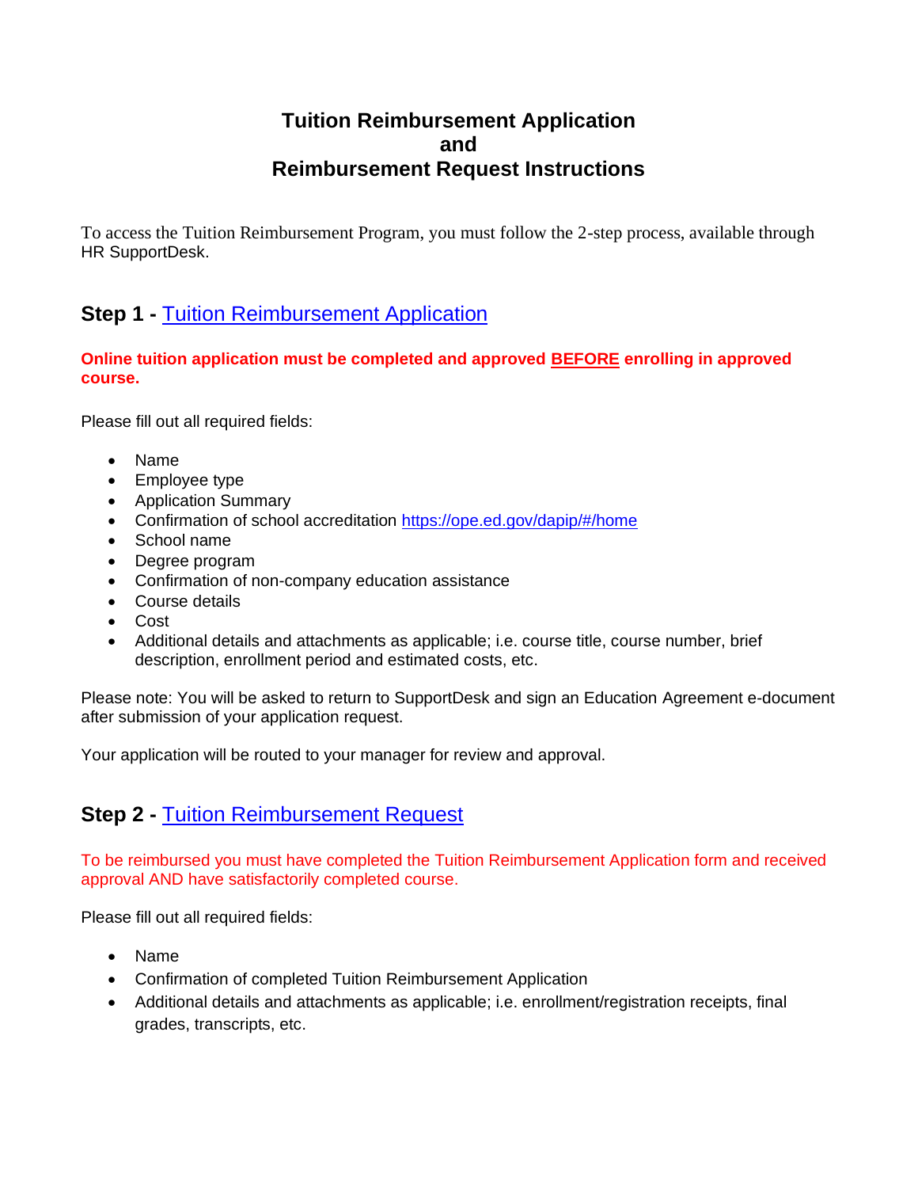# Tuition Reimbursement Application and Reimbursement Request Instructions

To access the Tuition Reimbursement Program, you must follow the 2-step process, available through HR SupportDesk.

## Step 1 - [Tuition Reimbursement Application]()

**Online tuition application must be completed and approved BEFORE enrolling in approved course.**

Please fill out all required fields:

- Name
- Employee type
- Application Summary
- Confirmation of school accreditation https://ope.ed.gov/dapip/#/home
- School name
- Degree program
- Confirmation of non-company education assistance
- Course details
- Cost
- Additional details and attachments as applicable; i.e. course title, course number, brief description, enrollment period and estimated costs, etc.

Please note: You will be asked to return to SupportDesk and sign an Education Agreement e-document after submission of your application request.

Your application will be routed to your manager for review and approval.

## Step 2 - [Tuition Reimbursement Request]()

To be reimbursed you must have completed the Tuition Reimbursement Application form and received approval AND have satisfactorily completed course.

Please fill out all required fields:

- Name
- Confirmation of completed Tuition Reimbursement Application
- Additional details and attachments as applicable; i.e. enrollment/registration receipts, final grades, transcripts, etc.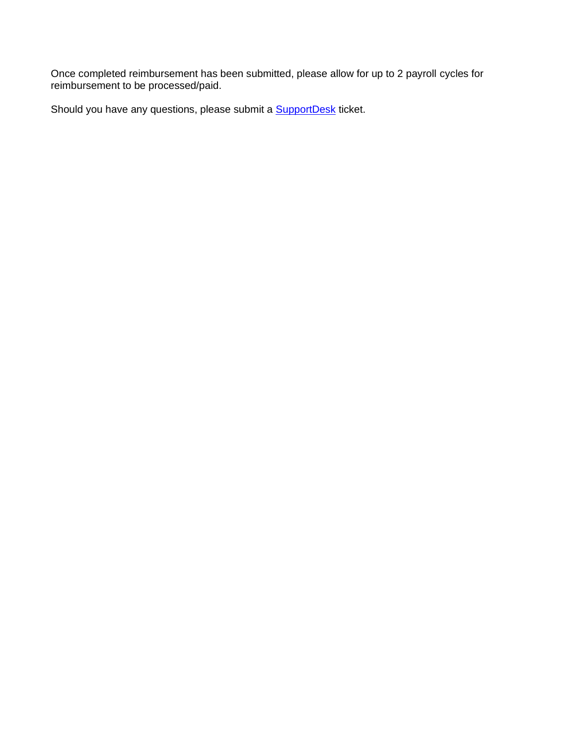Once completed reimbursement has been submitted, please allow for up to 2 payroll cycles for reimbursement to be processed/paid.

Should you have any questions, please submit a SupportDesk ticket.